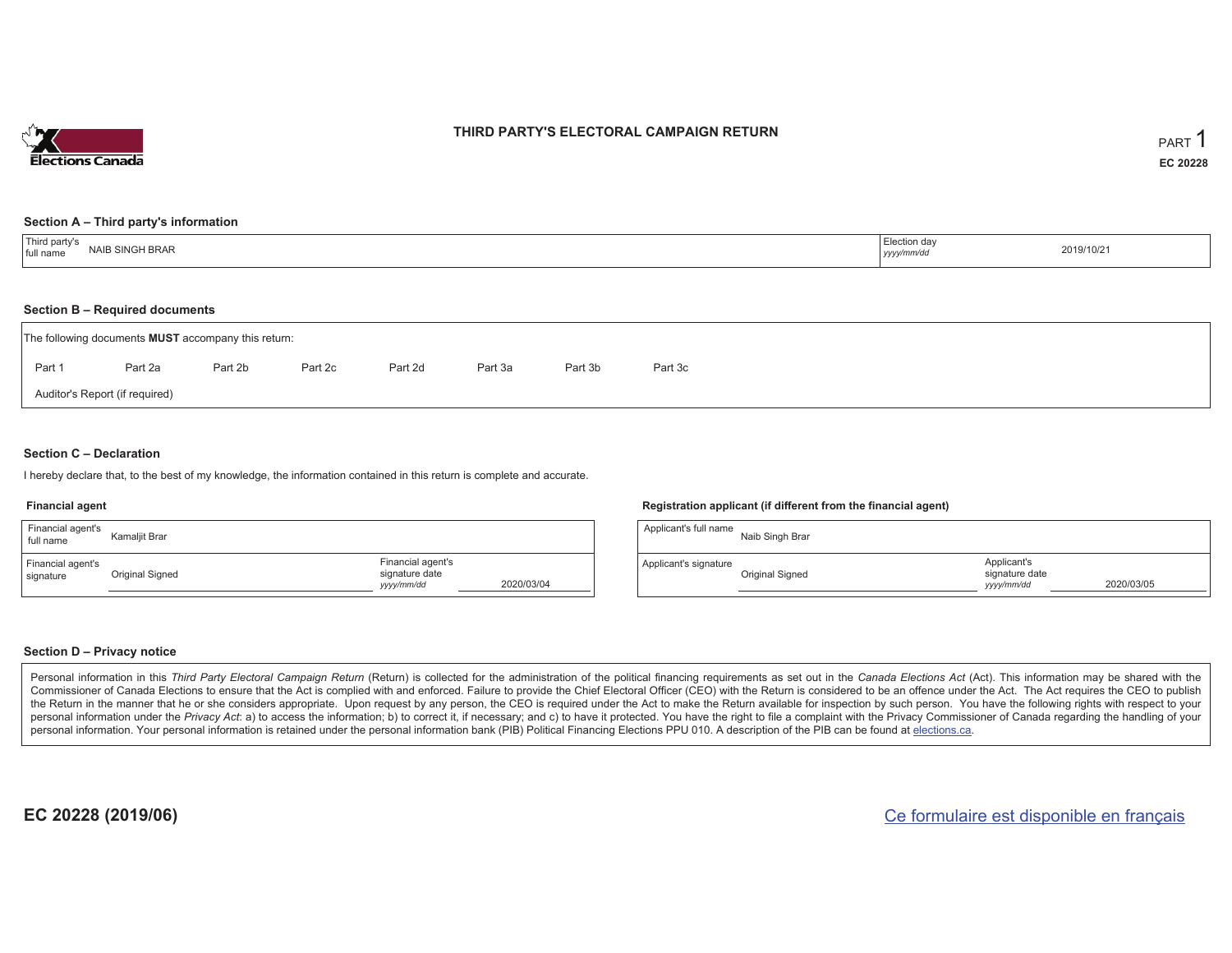Elections Canada

# THIRD PARTY'S ELECTORAL CAMPAIGN RETURN

PART 1

**EC 20228**

## Section A – Third party's information

| Third party's full name | NAIB SINGH BRAR | Election day *yyyy/mm/dd* | 2019/10/21 |
|---|---|---|---|

## Section B – Required documents

The following documents **MUST** accompany this return:

Part 1 Part 2a Part 2b Part 2c Part 2d Part 3a Part 3b Part 3c

Auditor's Report (if required)

## Section C – Declaration

I hereby declare that, to the best of my knowledge, the information contained in this return is complete and accurate.

**Financial agent**

| Financial agent's full name | Kamaljit Brar | | |
|---|---|---|---|
| Financial agent's signature | Original Signed | Financial agent's signature date *yyyy/mm/dd* | 2020/03/04 |

**Registration applicant (if different from the financial agent)**

| Applicant's full name | Naib Singh Brar | | |
|---|---|---|---|
| Applicant's signature | Original Signed | Applicant's signature date *yyyy/mm/dd* | 2020/03/05 |

## Section D – Privacy notice

Personal information in this *Third Party Electoral Campaign Return* (Return) is collected for the administration of the political financing requirements as set out in the *Canada Elections Act* (Act). This information may be shared with the Commissioner of Canada Elections to ensure that the Act is complied with and enforced. Failure to provide the Chief Electoral Officer (CEO) with the Return is considered to be an offence under the Act. The Act requires the CEO to publish the Return in the manner that he or she considers appropriate. Upon request by any person, the CEO is required under the Act to make the Return available for inspection by such person. You have the following rights with respect to your personal information under the *Privacy Act*: a) to access the information; b) to correct it, if necessary; and c) to have it protected. You have the right to file a complaint with the Privacy Commissioner of Canada regarding the handling of your personal information. Your personal information is retained under the personal information bank (PIB) Political Financing Elections PPU 010. A description of the PIB can be found at elections.ca.

**EC 20228 (2019/06)**

Ce formulaire est disponible en français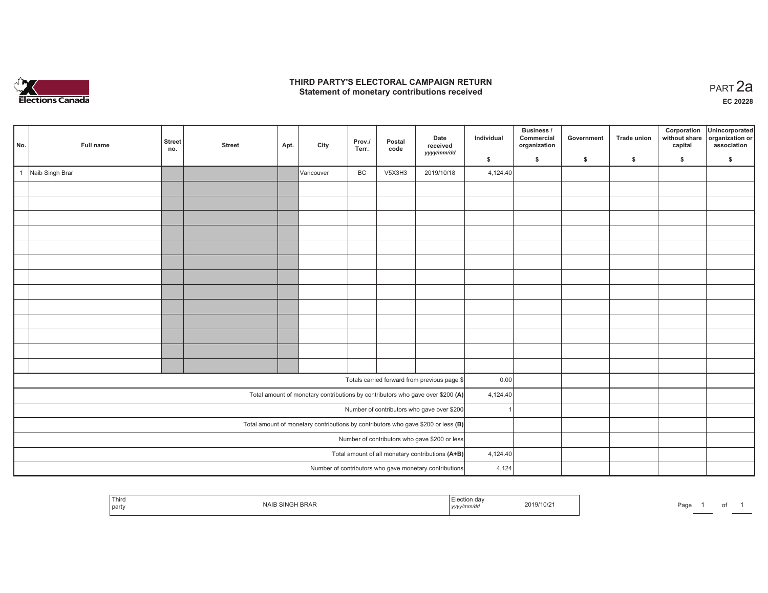# THIRD PARTY'S ELECTORAL CAMPAIGN RETURN
## Statement of monetary contributions received

PART 2a

**EC 20228**

| No. | Full name | Street no. | Street | Apt. | City | Prov./ Terr. | Postal code | Date received *yyyy/mm/dd* | Individual $ | Business / Commercial organization $ | Government $ | Trade union $ | Corporation without share capital $ | Unincorporated organization or association $ |
|---|---|---|---|---|---|---|---|---|---|---|---|---|---|---|
| 1 | Naib Singh Brar | | | | Vancouver | BC | V5X3H3 | 2019/10/18 | 4,124.40 | | | | | |
| | | | | | | | | | | | | | | |
| | | | | | | | | | | | | | | |
| | | | | | | | | | | | | | | |
| | | | | | | | | | | | | | | |
| | | | | | | | | | | | | | | |
| | | | | | | | | | | | | | | |
| | | | | | | | | | | | | | | |
| | | | | | | | | | | | | | | |
| | | | | | | | | | | | | | | |
| | | | | | | | | | | | | | | |
| | | | | | | | | | | | | | | |
| | | | | | | | | | | | | | | |
| | | | | | | | | | | | | | | |
| Totals carried forward from previous page $ | | | | | | | | | 0.00 | | | | | |
| Total amount of monetary contributions by contributors who gave over $200 **(A)** | | | | | | | | | 4,124.40 | | | | | |
| Number of contributors who gave over $200 | | | | | | | | | 1 | | | | | |
| Total amount of monetary contributions by contributors who gave $200 or less **(B)** | | | | | | | | | | | | | | |
| Number of contributors who gave $200 or less | | | | | | | | | | | | | | |
| Total amount of all monetary contributions **(A+B)** | | | | | | | | | 4,124.40 | | | | | |
| Number of contributors who gave monetary contributions | | | | | | | | | 4,124 | | | | | |

| Third party | NAIB SINGH BRAR | Election day *yyyy/mm/dd* | 2019/10/21 |
|---|---|---|---|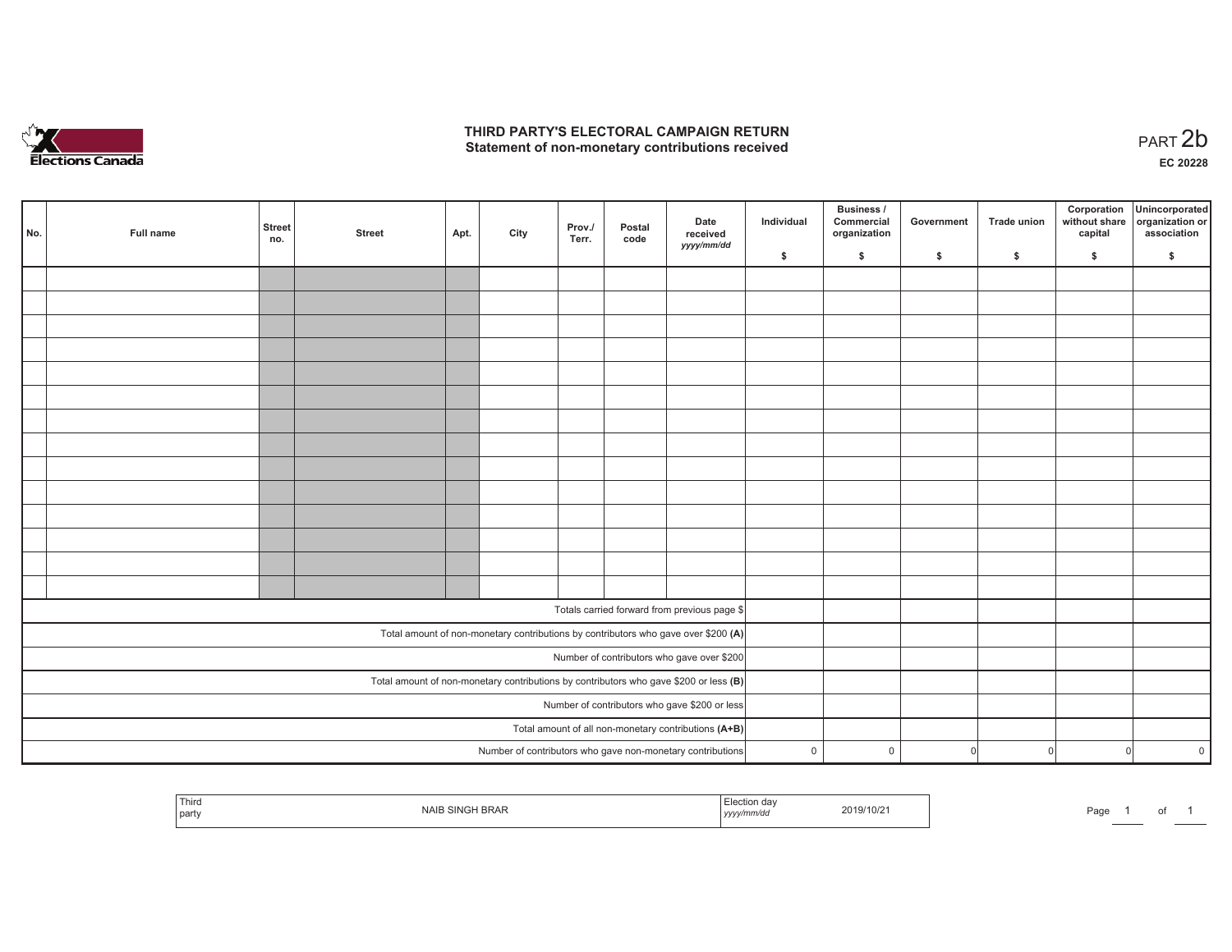# THIRD PARTY'S ELECTORAL CAMPAIGN RETURN
## Statement of non-monetary contributions received

PART 2b

EC 20228

| No. | Full name | Street no. | Street | Apt. | City | Prov./ Terr. | Postal code | Date received yyyy/mm/dd | Individual $ | Business / Commercial organization $ | Government $ | Trade union $ | Corporation without share capital $ | Unincorporated organization or association $ |
|---|---|---|---|---|---|---|---|---|---|---|---|---|---|---|
| | | | | | | | | | | | | | | |
| | | | | | | | | | | | | | | |
| | | | | | | | | | | | | | | |
| | | | | | | | | | | | | | | |
| | | | | | | | | | | | | | | |
| | | | | | | | | | | | | | | |
| | | | | | | | | | | | | | | |
| | | | | | | | | | | | | | | |
| | | | | | | | | | | | | | | |
| | | | | | | | | | | | | | | |
| | | | | | | | | | | | | | | |
| | | | | | | | | | | | | | | |
| | | | | | | | | | | | | | | |
| | | | | | | | | | | | | | | |
| Totals carried forward from previous page $ | | | | | | | | | | | | | | |
| Total amount of non-monetary contributions by contributors who gave over $200 **(A)** | | | | | | | | | | | | | | |
| Number of contributors who gave over $200 | | | | | | | | | | | | | | |
| Total amount of non-monetary contributions by contributors who gave $200 or less **(B)** | | | | | | | | | | | | | | |
| Number of contributors who gave $200 or less | | | | | | | | | | | | | | |
| Total amount of all non-monetary contributions **(A+B)** | | | | | | | | | | | | | | |
| Number of contributors who gave non-monetary contributions | | | | | | | | | 0 | 0 | 0 | 0 | 0 | 0 |

| Third party | NAIB SINGH BRAR | Election day yyyy/mm/dd | 2019/10/21 |
|---|---|---|---|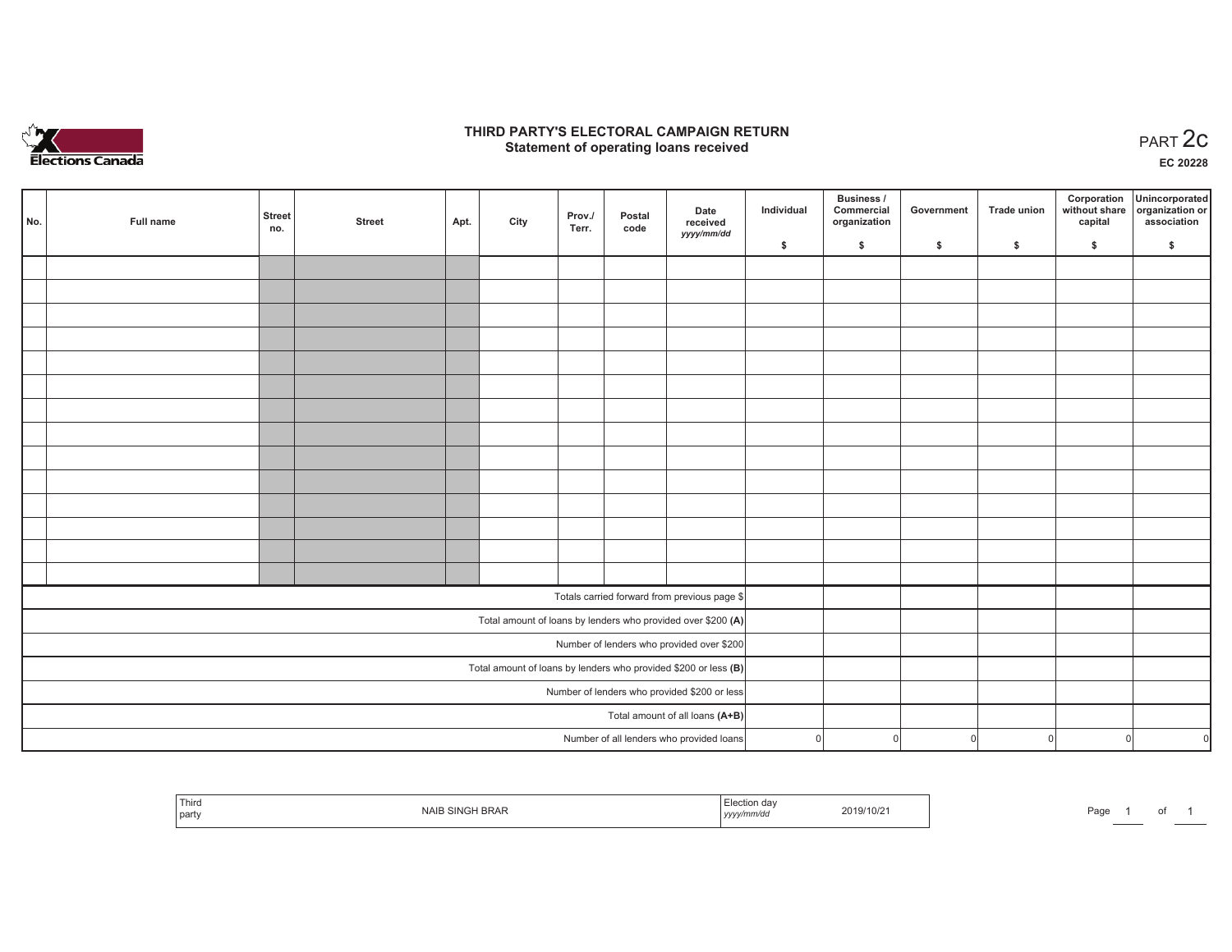# THIRD PARTY'S ELECTORAL CAMPAIGN RETURN
## Statement of operating loans received

PART 2c

**EC 20228**

| No. | Full name | Street no. | Street | Apt. | City | Prov./Terr. | Postal code | Date received yyyy/mm/dd | Individual $ | Business / Commercial organization $ | Government $ | Trade union $ | Corporation without share capital $ | Unincorporated organization or association $ |
|---|---|---|---|---|---|---|---|---|---|---|---|---|---|---|
| | | | | | | | | | | | | | | |
| | | | | | | | | | | | | | | |
| | | | | | | | | | | | | | | |
| | | | | | | | | | | | | | | |
| | | | | | | | | | | | | | | |
| | | | | | | | | | | | | | | |
| | | | | | | | | | | | | | | |
| | | | | | | | | | | | | | | |
| | | | | | | | | | | | | | | |
| | | | | | | | | | | | | | | |
| | | | | | | | | | | | | | | |
| | | | | | | | | | | | | | | |
| | | | | | | | | | | | | | | |
| | | | | | | | | | | | | | | |
| Totals carried forward from previous page $ | | | | | | | | | | | | | | |
| Total amount of loans by lenders who provided over $200 **(A)** | | | | | | | | | | | | | | |
| Number of lenders who provided over $200 | | | | | | | | | | | | | | |
| Total amount of loans by lenders who provided $200 or less **(B)** | | | | | | | | | | | | | | |
| Number of lenders who provided $200 or less | | | | | | | | | | | | | | |
| Total amount of all loans **(A+B)** | | | | | | | | | | | | | | |
| Number of all lenders who provided loans | | | | | | | | | 0 | 0 | 0 | 0 | 0 | 0 |

| Third party | NAIB SINGH BRAR | Election day yyyy/mm/dd | 2019/10/21 |
|---|---|---|---|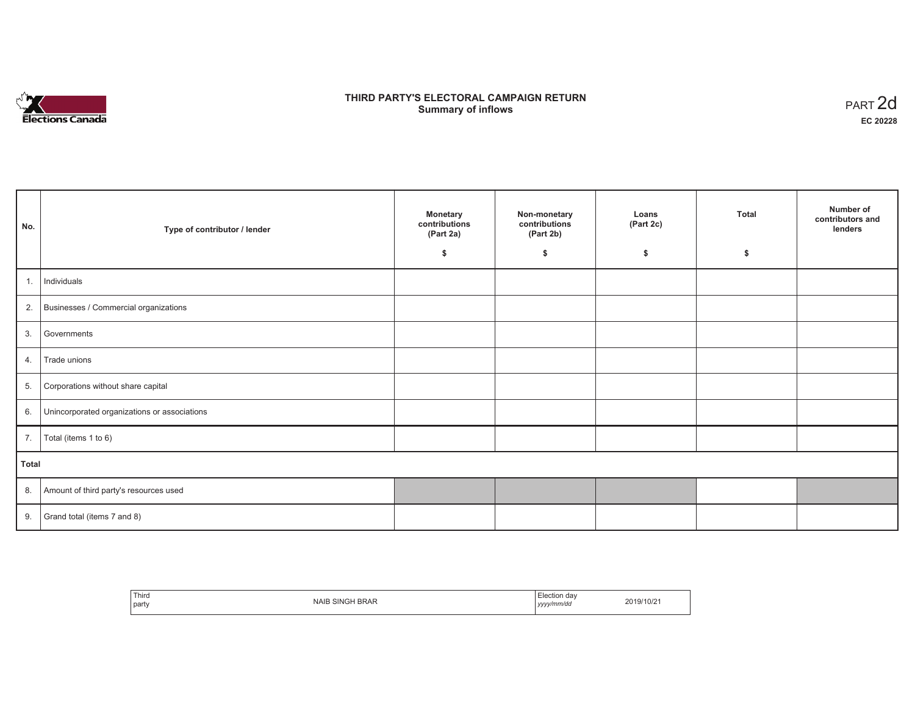# THIRD PARTY'S ELECTORAL CAMPAIGN RETURN
## Summary of inflows

PART 2d
**EC 20228**

| No. | Type of contributor / lender | Monetary contributions (Part 2a) $ | Non-monetary contributions (Part 2b) $ | Loans (Part 2c) $ | Total $ | Number of contributors and lenders |
|---|---|---|---|---|---|---|
| 1. | Individuals | | | | | |
| 2. | Businesses / Commercial organizations | | | | | |
| 3. | Governments | | | | | |
| 4. | Trade unions | | | | | |
| 5. | Corporations without share capital | | | | | |
| 6. | Unincorporated organizations or associations | | | | | |
| 7. | Total (items 1 to 6) | | | | | |
| **Total** | | | | | | |
| 8. | Amount of third party's resources used | | | | | |
| 9. | Grand total (items 7 and 8) | | | | | |

| Third party | NAIB SINGH BRAR | Election day *yyyy/mm/dd* | 2019/10/21 |
|---|---|---|---|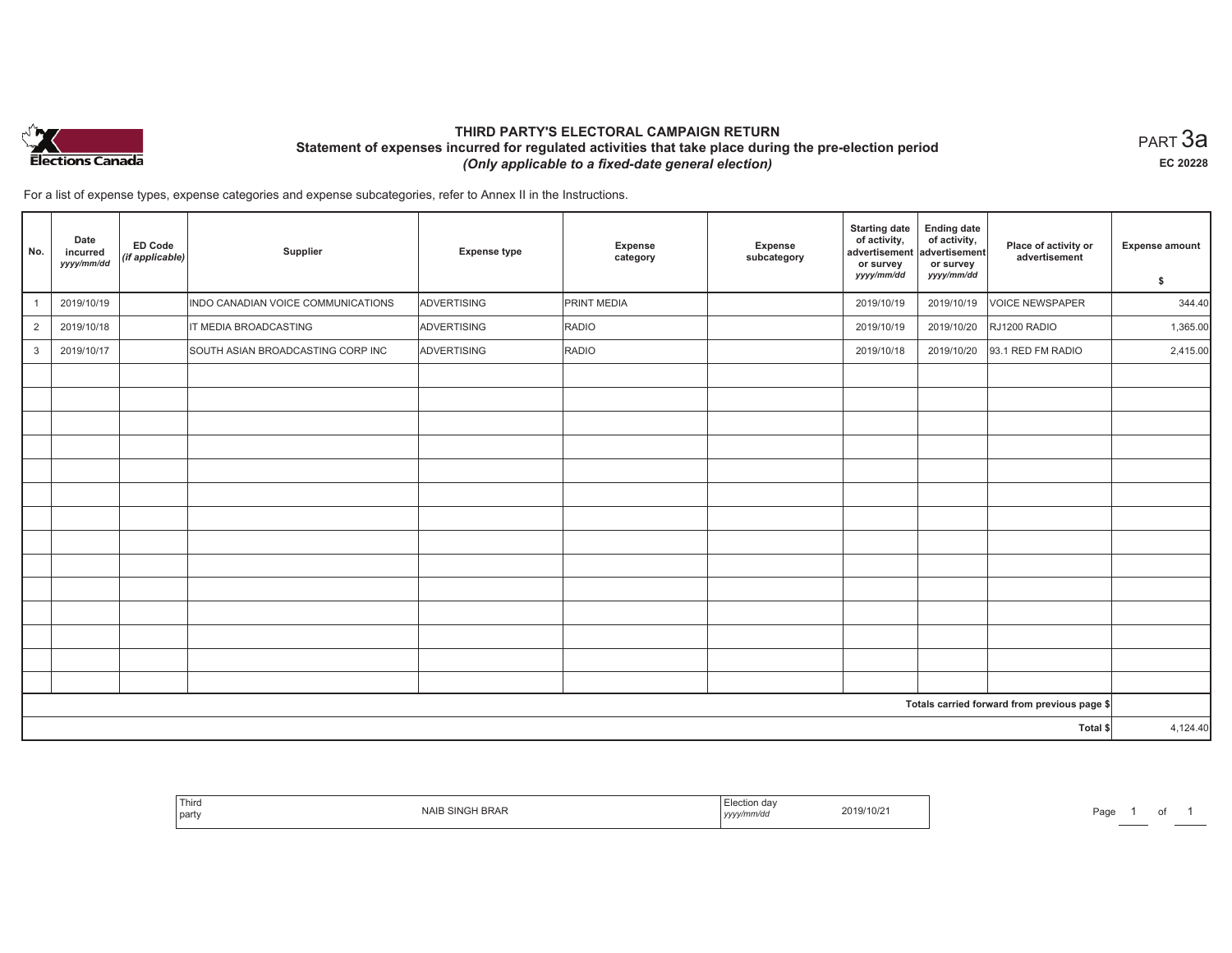Elections Canada

# THIRD PARTY'S ELECTORAL CAMPAIGN RETURN

## Statement of expenses incurred for regulated activities that take place during the pre-election period

*(Only applicable to a fixed-date general election)*

PART 3a

EC 20228

For a list of expense types, expense categories and expense subcategories, refer to Annex II in the Instructions.

| No. | Date incurred *yyyy/mm/dd* | ED Code *(if applicable)* | Supplier | Expense type | Expense category | Expense subcategory | Starting date of activity, advertisement or survey *yyyy/mm/dd* | Ending date of activity, advertisement or survey *yyyy/mm/dd* | Place of activity or advertisement | Expense amount $ |
|---|---|---|---|---|---|---|---|---|---|---|
| 1 | 2019/10/19 | | INDO CANADIAN VOICE COMMUNICATIONS | ADVERTISING | PRINT MEDIA | | 2019/10/19 | 2019/10/19 | VOICE NEWSPAPER | 344.40 |
| 2 | 2019/10/18 | | IT MEDIA BROADCASTING | ADVERTISING | RADIO | | 2019/10/19 | 2019/10/20 | RJ1200 RADIO | 1,365.00 |
| 3 | 2019/10/17 | | SOUTH ASIAN BROADCASTING CORP INC | ADVERTISING | RADIO | | 2019/10/18 | 2019/10/20 | 93.1 RED FM RADIO | 2,415.00 |
| | | | | | | | | | | |
| | | | | | | | | | | |
| | | | | | | | | | | |
| | | | | | | | | | | |
| | | | | | | | | | | |
| | | | | | | | | | | |
| | | | | | | | | | | |
| | | | | | | | | | | |
| | | | | | | | | | | |
| | | | | | | | | | | |
| | | | | | | | | | | |
| | | | | | | | | | | |
| | | | | | | | | | | |
| | | | | | | | | | | |
| | | | | | | | | | Totals carried forward from previous page $ | |
| | | | | | | | | | Total $ | 4,124.40 |

| Third party | NAIB SINGH BRAR | Election day *yyyy/mm/dd* | 2019/10/21 |
|---|---|---|---|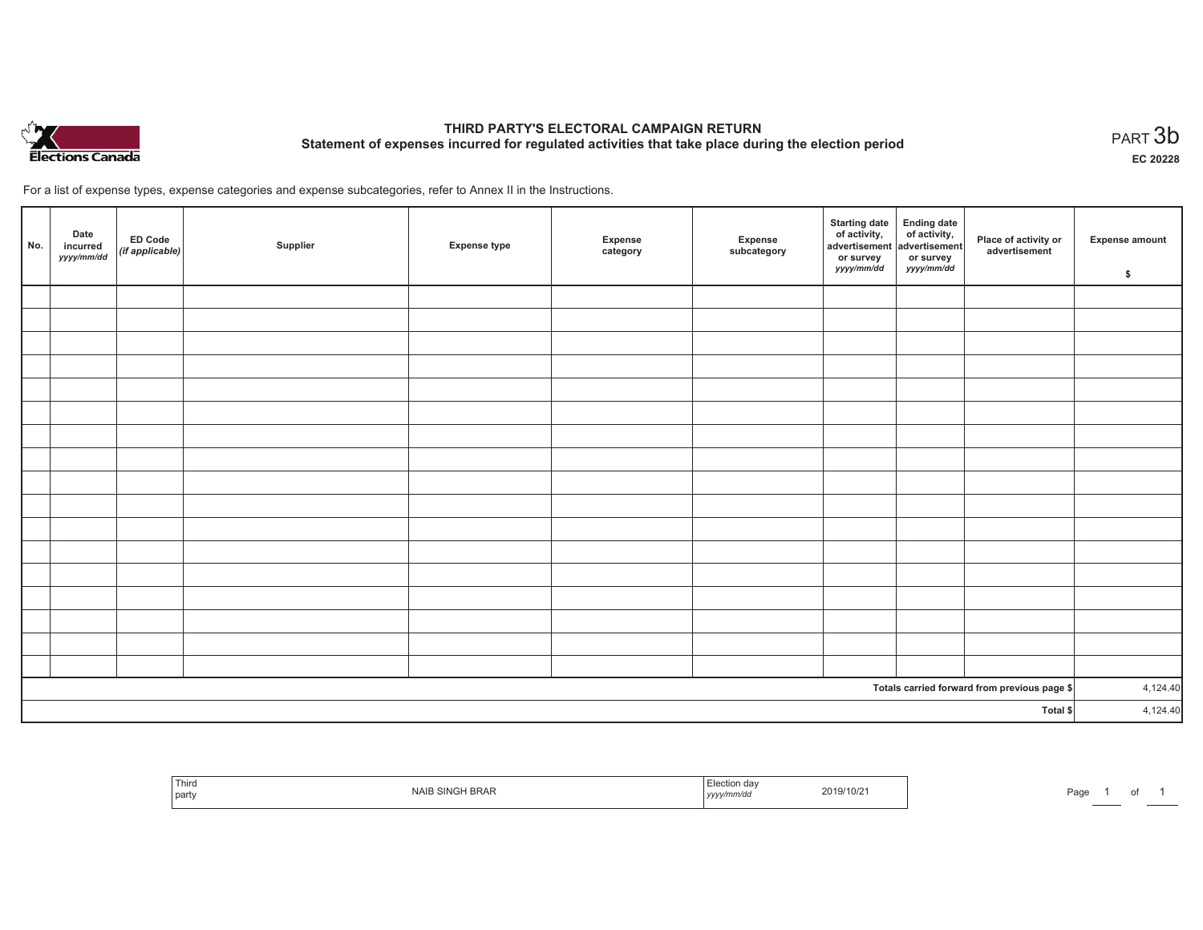# THIRD PARTY'S ELECTORAL CAMPAIGN RETURN

## Statement of expenses incurred for regulated activities that take place during the election period

PART 3b

**EC 20228**

For a list of expense types, expense categories and expense subcategories, refer to Annex II in the Instructions.

| No. | Date incurred *yyyy/mm/dd* | ED Code *(if applicable)* | Supplier | Expense type | Expense category | Expense subcategory | Starting date of activity, advertisement or survey *yyyy/mm/dd* | Ending date of activity, advertisement or survey *yyyy/mm/dd* | Place of activity or advertisement | Expense amount $ |
|---|---|---|---|---|---|---|---|---|---|---|
| | | | | | | | | | | |
| | | | | | | | | | | |
| | | | | | | | | | | |
| | | | | | | | | | | |
| | | | | | | | | | | |
| | | | | | | | | | | |
| | | | | | | | | | | |
| | | | | | | | | | | |
| | | | | | | | | | | |
| | | | | | | | | | | |
| | | | | | | | | | | |
| | | | | | | | | | | |
| | | | | | | | | | | |
| | | | | | | | | | | |
| | | | | | | | | | | |
| | | | | | | | | | | |
| | | | | | | | | | | |
| | | | | | | | | | **Totals carried forward from previous page $** | 4,124.40 |
| | | | | | | | | | **Total $** | 4,124.40 |

| Third party | NAIB SINGH BRAR | Election day *yyyy/mm/dd* | 2019/10/21 |
|---|---|---|---|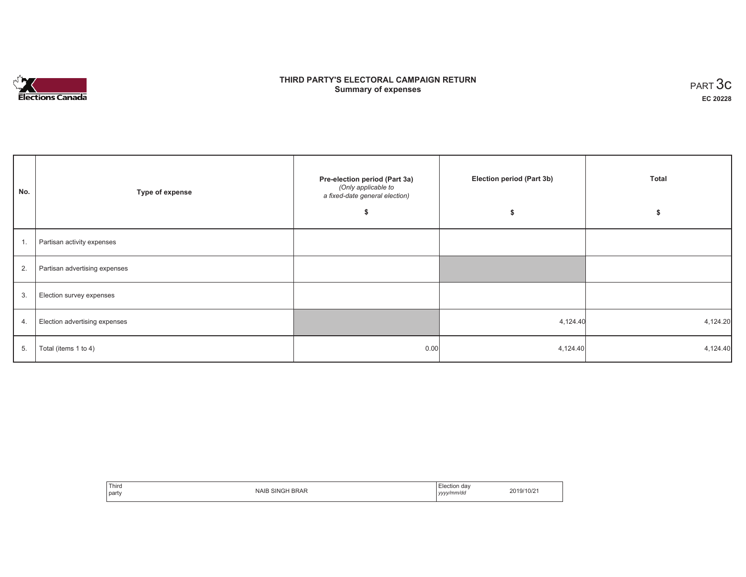# THIRD PARTY'S ELECTORAL CAMPAIGN RETURN
## Summary of expenses

PART 3c
**EC 20228**

| No. | Type of expense | Pre-election period (Part 3a) *(Only applicable to a fixed-date general election)* $ | Election period (Part 3b) $ | Total $ |
|---|---|---|---|---|
| 1. | Partisan activity expenses | | | |
| 2. | Partisan advertising expenses | | | |
| 3. | Election survey expenses | | | |
| 4. | Election advertising expenses | | 4,124.40 | 4,124.20 |
| 5. | Total (items 1 to 4) | 0.00 | 4,124.40 | 4,124.40 |

| Third party | NAIB SINGH BRAR | Election day *yyyy/mm/dd* | 2019/10/21 |
|---|---|---|---|